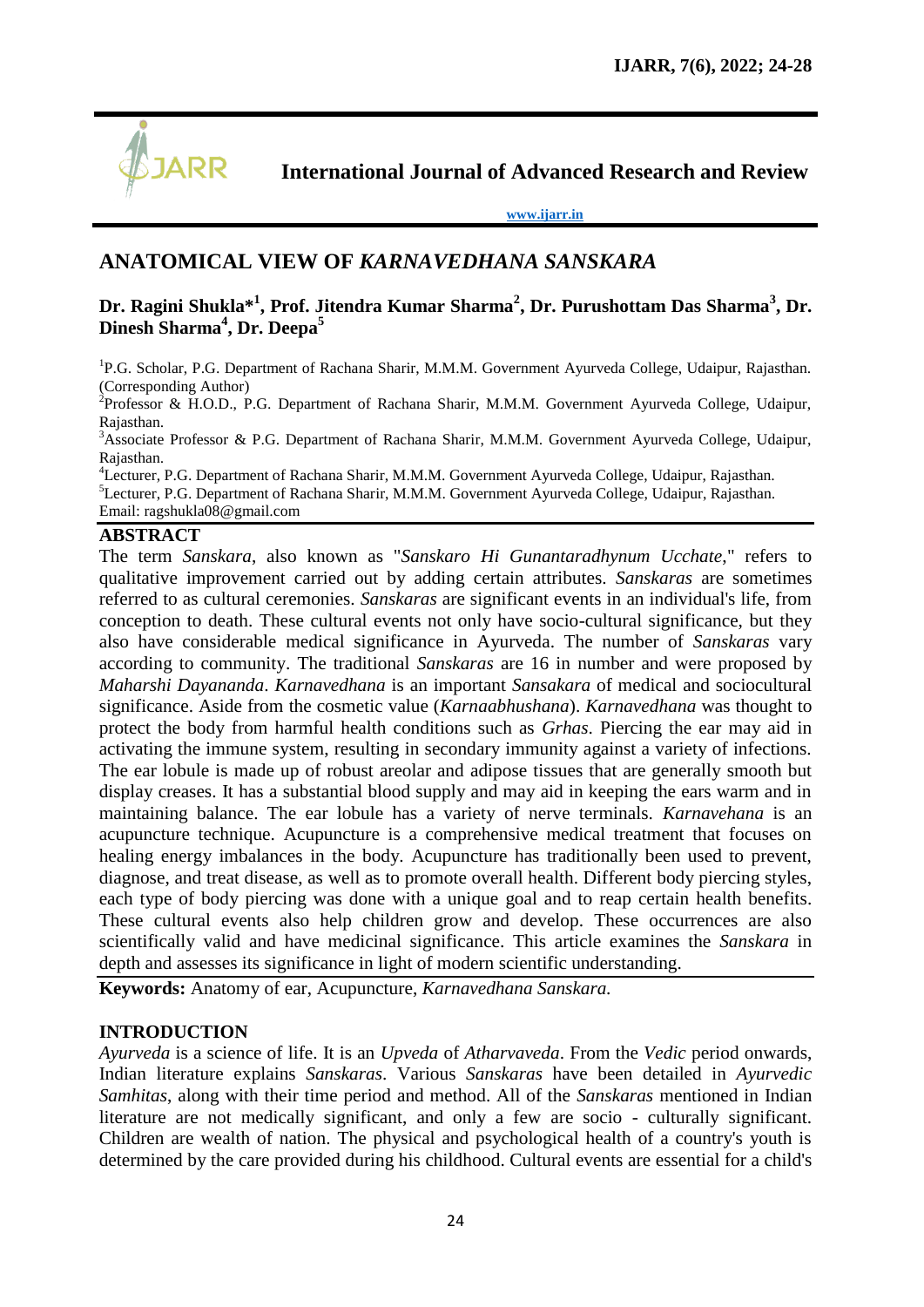# International Journal of Advanced Research and Review

www.ijarr.in

## ANATOMICAL VIEW OF *KARNAVEDHANA SANSKARA*

**Dr. Ragini Shukla*[1], Prof. Jitendra Kumar Sharma[2], Dr. Purushottam Das Sharma[3], Dr. Dinesh Sharma[4], Dr. Deepa[5]**

[1]P.G. Scholar, P.G. Department of Rachana Sharir, M.M.M. Government Ayurveda College, Udaipur, Rajasthan. (Corresponding Author)
[2]Professor & H.O.D., P.G. Department of Rachana Sharir, M.M.M. Government Ayurveda College, Udaipur, Rajasthan.
[3]Associate Professor & P.G. Department of Rachana Sharir, M.M.M. Government Ayurveda College, Udaipur, Rajasthan.
[4]Lecturer, P.G. Department of Rachana Sharir, M.M.M. Government Ayurveda College, Udaipur, Rajasthan.
[5]Lecturer, P.G. Department of Rachana Sharir, M.M.M. Government Ayurveda College, Udaipur, Rajasthan.
Email: ragshukla08@gmail.com

### ABSTRACT

The term *Sanskara*, also known as "*Sanskaro Hi Gunantaradhynum Ucchate*," refers to qualitative improvement carried out by adding certain attributes. *Sanskaras* are sometimes referred to as cultural ceremonies. *Sanskaras* are significant events in an individual's life, from conception to death. These cultural events not only have socio-cultural significance, but they also have considerable medical significance in Ayurveda. The number of *Sanskaras* vary according to community. The traditional *Sanskaras* are 16 in number and were proposed by *Maharshi Dayananda*. *Karnavedhana* is an important *Sansakara* of medical and sociocultural significance. Aside from the cosmetic value (*Karnaabhushana*). *Karnavedhana* was thought to protect the body from harmful health conditions such as *Grhas*. Piercing the ear may aid in activating the immune system, resulting in secondary immunity against a variety of infections. The ear lobule is made up of robust areolar and adipose tissues that are generally smooth but display creases. It has a substantial blood supply and may aid in keeping the ears warm and in maintaining balance. The ear lobule has a variety of nerve terminals. *Karnavehana* is an acupuncture technique. Acupuncture is a comprehensive medical treatment that focuses on healing energy imbalances in the body. Acupuncture has traditionally been used to prevent, diagnose, and treat disease, as well as to promote overall health. Different body piercing styles, each type of body piercing was done with a unique goal and to reap certain health benefits. These cultural events also help children grow and develop. These occurrences are also scientifically valid and have medicinal significance. This article examines the *Sanskara* in depth and assesses its significance in light of modern scientific understanding.

**Keywords:** Anatomy of ear, Acupuncture, *Karnavedhana Sanskara.*

### INTRODUCTION

*Ayurveda* is a science of life. It is an *Upveda* of *Atharvaveda*. From the *Vedic* period onwards, Indian literature explains *Sanskaras*. Various *Sanskaras* have been detailed in *Ayurvedic Samhitas*, along with their time period and method. All of the *Sanskaras* mentioned in Indian literature are not medically significant, and only a few are socio - culturally significant. Children are wealth of nation. The physical and psychological health of a country's youth is determined by the care provided during his childhood. Cultural events are essential for a child's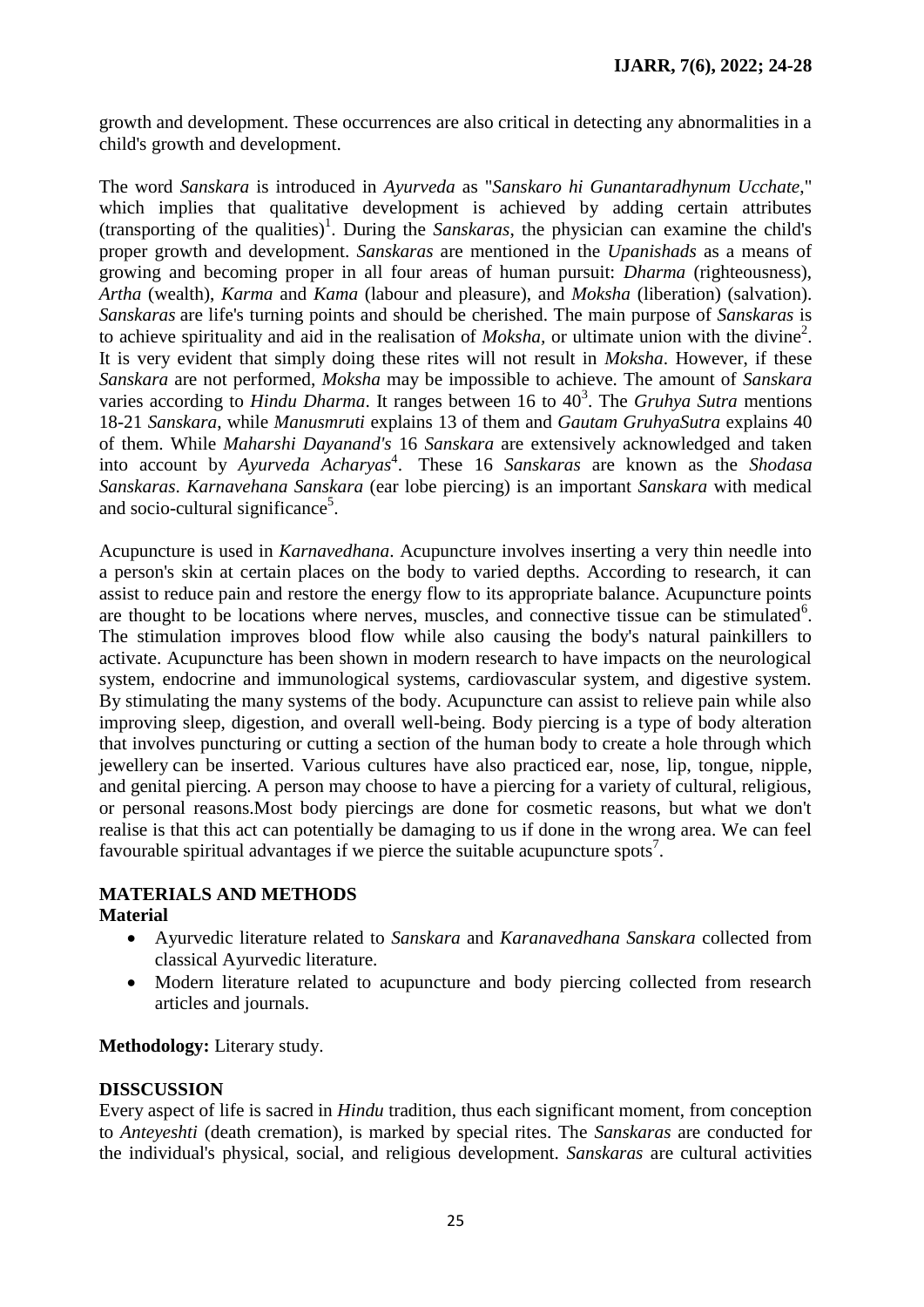growth and development. These occurrences are also critical in detecting any abnormalities in a child's growth and development.

The word *Sanskara* is introduced in *Ayurveda* as "*Sanskaro hi Gunantaradhynum Ucchate*," which implies that qualitative development is achieved by adding certain attributes (transporting of the qualities)[1]. During the *Sanskaras*, the physician can examine the child's proper growth and development. *Sanskaras* are mentioned in the *Upanishads* as a means of growing and becoming proper in all four areas of human pursuit: *Dharma* (righteousness), *Artha* (wealth), *Karma* and *Kama* (labour and pleasure), and *Moksha* (liberation) (salvation). *Sanskaras* are life's turning points and should be cherished. The main purpose of *Sanskaras* is to achieve spirituality and aid in the realisation of *Moksha*, or ultimate union with the divine[2]. It is very evident that simply doing these rites will not result in *Moksha*. However, if these *Sanskara* are not performed, *Moksha* may be impossible to achieve. The amount of *Sanskara* varies according to *Hindu Dharma*. It ranges between 16 to 40[3]. The *Gruhya Sutra* mentions 18-21 *Sanskara*, while *Manusmruti* explains 13 of them and *Gautam GruhyaSutra* explains 40 of them. While *Maharshi Dayanand's* 16 *Sanskara* are extensively acknowledged and taken into account by *Ayurveda Acharyas*[4]. These 16 *Sanskaras* are known as the *Shodasa Sanskaras*. *Karnavehana Sanskara* (ear lobe piercing) is an important *Sanskara* with medical and socio-cultural significance[5].

Acupuncture is used in *Karnavedhana*. Acupuncture involves inserting a very thin needle into a person's skin at certain places on the body to varied depths. According to research, it can assist to reduce pain and restore the energy flow to its appropriate balance. Acupuncture points are thought to be locations where nerves, muscles, and connective tissue can be stimulated[6]. The stimulation improves blood flow while also causing the body's natural painkillers to activate. Acupuncture has been shown in modern research to have impacts on the neurological system, endocrine and immunological systems, cardiovascular system, and digestive system. By stimulating the many systems of the body. Acupuncture can assist to relieve pain while also improving sleep, digestion, and overall well-being. Body piercing is a type of body alteration that involves puncturing or cutting a section of the human body to create a hole through which jewellery can be inserted. Various cultures have also practiced ear, nose, lip, tongue, nipple, and genital piercing. A person may choose to have a piercing for a variety of cultural, religious, or personal reasons.Most body piercings are done for cosmetic reasons, but what we don't realise is that this act can potentially be damaging to us if done in the wrong area. We can feel favourable spiritual advantages if we pierce the suitable acupuncture spots[7].

## MATERIALS AND METHODS

### Material

- Ayurvedic literature related to *Sanskara* and *Karanavedhana Sanskara* collected from classical Ayurvedic literature.
- Modern literature related to acupuncture and body piercing collected from research articles and journals.

**Methodology:** Literary study.

## DISSCUSSION

Every aspect of life is sacred in *Hindu* tradition, thus each significant moment, from conception to *Anteyeshti* (death cremation), is marked by special rites. The *Sanskaras* are conducted for the individual's physical, social, and religious development. *Sanskaras* are cultural activities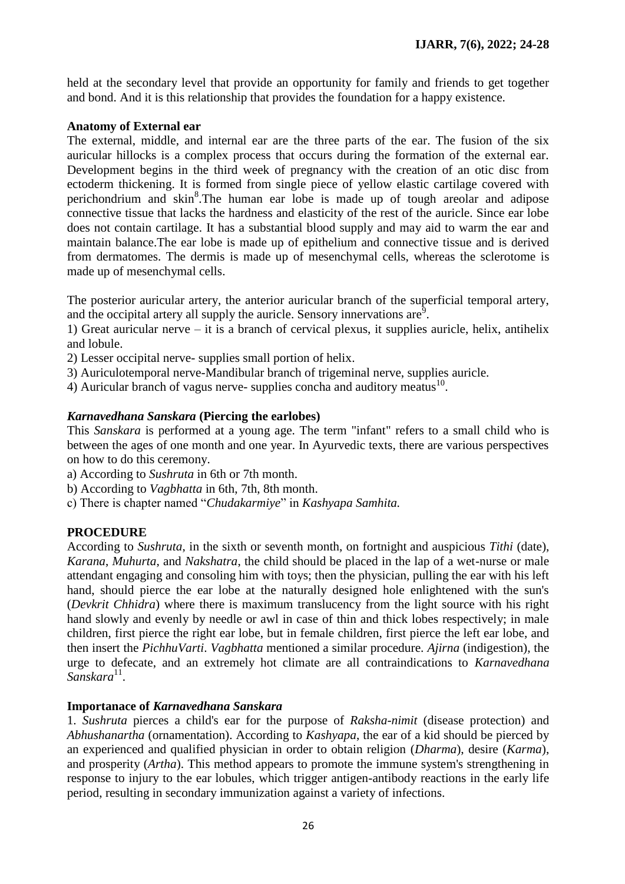held at the secondary level that provide an opportunity for family and friends to get together and bond. And it is this relationship that provides the foundation for a happy existence.

### Anatomy of External ear

The external, middle, and internal ear are the three parts of the ear. The fusion of the six auricular hillocks is a complex process that occurs during the formation of the external ear. Development begins in the third week of pregnancy with the creation of an otic disc from ectoderm thickening. It is formed from single piece of yellow elastic cartilage covered with perichondrium and skin[8].The human ear lobe is made up of tough areolar and adipose connective tissue that lacks the hardness and elasticity of the rest of the auricle. Since ear lobe does not contain cartilage. It has a substantial blood supply and may aid to warm the ear and maintain balance.The ear lobe is made up of epithelium and connective tissue and is derived from dermatomes. The dermis is made up of mesenchymal cells, whereas the sclerotome is made up of mesenchymal cells.

The posterior auricular artery, the anterior auricular branch of the superficial temporal artery, and the occipital artery all supply the auricle. Sensory innervations are[9].

1) Great auricular nerve – it is a branch of cervical plexus, it supplies auricle, helix, antihelix and lobule.
2) Lesser occipital nerve- supplies small portion of helix.
3) Auriculotemporal nerve-Mandibular branch of trigeminal nerve, supplies auricle.
4) Auricular branch of vagus nerve- supplies concha and auditory meatus[10].

### *Karnavedhana Sanskara* (Piercing the earlobes)

This *Sanskara* is performed at a young age. The term "infant" refers to a small child who is between the ages of one month and one year. In Ayurvedic texts, there are various perspectives on how to do this ceremony.

a) According to *Sushruta* in 6th or 7th month.
b) According to *Vagbhatta* in 6th, 7th, 8th month.
c) There is chapter named "*Chudakarmiye*" in *Kashyapa Samhita.*

### PROCEDURE

According to *Sushruta*, in the sixth or seventh month, on fortnight and auspicious *Tithi* (date), *Karana*, *Muhurta*, and *Nakshatra*, the child should be placed in the lap of a wet-nurse or male attendant engaging and consoling him with toys; then the physician, pulling the ear with his left hand, should pierce the ear lobe at the naturally designed hole enlightened with the sun's (*Devkrit Chhidra*) where there is maximum translucency from the light source with his right hand slowly and evenly by needle or awl in case of thin and thick lobes respectively; in male children, first pierce the right ear lobe, but in female children, first pierce the left ear lobe, and then insert the *PichhuVarti*. *Vagbhatta* mentioned a similar procedure. *Ajirna* (indigestion), the urge to defecate, and an extremely hot climate are all contraindications to *Karnavedhana Sanskara*[11].

### Importanace of *Karnavedhana Sanskara*

1. *Sushruta* pierces a child's ear for the purpose of *Raksha-nimit* (disease protection) and *Abhushanartha* (ornamentation). According to *Kashyapa*, the ear of a kid should be pierced by an experienced and qualified physician in order to obtain religion (*Dharma*), desire (*Karma*), and prosperity (*Artha*). This method appears to promote the immune system's strengthening in response to injury to the ear lobules, which trigger antigen-antibody reactions in the early life period, resulting in secondary immunization against a variety of infections.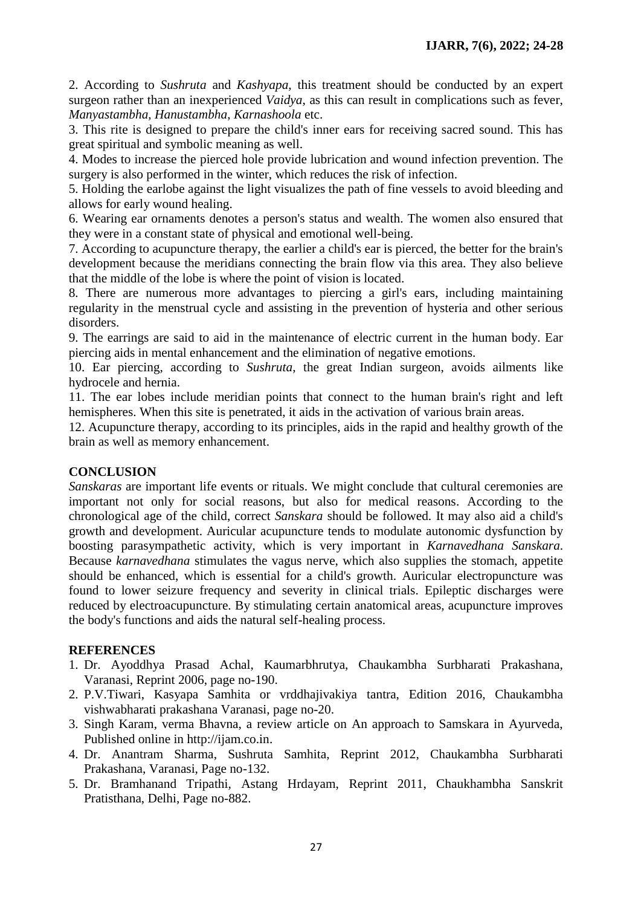2. According to *Sushruta* and *Kashyapa*, this treatment should be conducted by an expert surgeon rather than an inexperienced *Vaidya*, as this can result in complications such as fever, *Manyastambha, Hanustambha, Karnashoola* etc.

3. This rite is designed to prepare the child's inner ears for receiving sacred sound. This has great spiritual and symbolic meaning as well.

4. Modes to increase the pierced hole provide lubrication and wound infection prevention. The surgery is also performed in the winter, which reduces the risk of infection.

5. Holding the earlobe against the light visualizes the path of fine vessels to avoid bleeding and allows for early wound healing.

6. Wearing ear ornaments denotes a person's status and wealth. The women also ensured that they were in a constant state of physical and emotional well-being.

7. According to acupuncture therapy, the earlier a child's ear is pierced, the better for the brain's development because the meridians connecting the brain flow via this area. They also believe that the middle of the lobe is where the point of vision is located.

8. There are numerous more advantages to piercing a girl's ears, including maintaining regularity in the menstrual cycle and assisting in the prevention of hysteria and other serious disorders.

9. The earrings are said to aid in the maintenance of electric current in the human body. Ear piercing aids in mental enhancement and the elimination of negative emotions.

10. Ear piercing, according to *Sushruta*, the great Indian surgeon, avoids ailments like hydrocele and hernia.

11. The ear lobes include meridian points that connect to the human brain's right and left hemispheres. When this site is penetrated, it aids in the activation of various brain areas.

12. Acupuncture therapy, according to its principles, aids in the rapid and healthy growth of the brain as well as memory enhancement.

## CONCLUSION

*Sanskaras* are important life events or rituals. We might conclude that cultural ceremonies are important not only for social reasons, but also for medical reasons. According to the chronological age of the child, correct *Sanskara* should be followed. It may also aid a child's growth and development. Auricular acupuncture tends to modulate autonomic dysfunction by boosting parasympathetic activity, which is very important in *Karnavedhana Sanskara*. Because *karnavedhana* stimulates the vagus nerve, which also supplies the stomach, appetite should be enhanced, which is essential for a child's growth. Auricular electropuncture was found to lower seizure frequency and severity in clinical trials. Epileptic discharges were reduced by electroacupuncture. By stimulating certain anatomical areas, acupuncture improves the body's functions and aids the natural self-healing process.

## REFERENCES

1. Dr. Ayoddhya Prasad Achal, Kaumarbhrutya, Chaukambha Surbharati Prakashana, Varanasi, Reprint 2006, page no-190.
2. P.V.Tiwari, Kasyapa Samhita or vrddhajivakiya tantra, Edition 2016, Chaukambha vishwabharati prakashana Varanasi, page no-20.
3. Singh Karam, verma Bhavna, a review article on An approach to Samskara in Ayurveda, Published online in http://ijam.co.in.
4. Dr. Anantram Sharma, Sushruta Samhita, Reprint 2012, Chaukambha Surbharati Prakashana, Varanasi, Page no-132.
5. Dr. Bramhanand Tripathi, Astang Hrdayam, Reprint 2011, Chaukhambha Sanskrit Pratisthana, Delhi, Page no-882.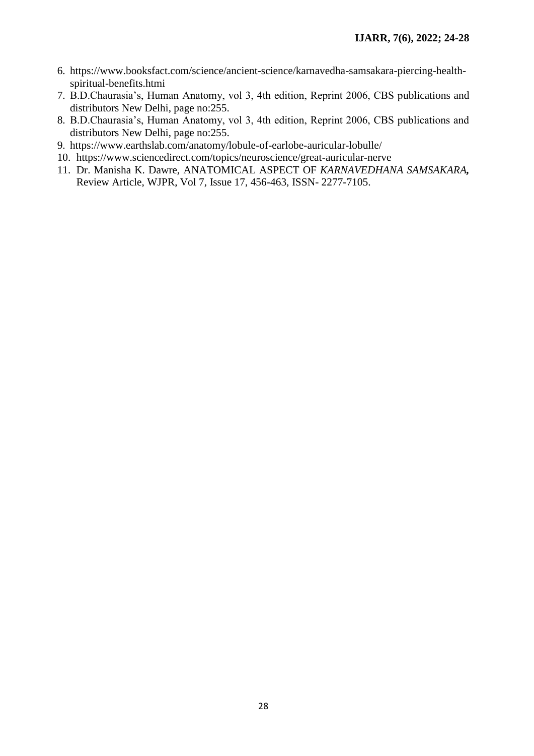6. https://www.booksfact.com/science/ancient-science/karnavedha-samsakara-piercing-health-spiritual-benefits.htmi
7. B.D.Chaurasia's, Human Anatomy, vol 3, 4th edition, Reprint 2006, CBS publications and distributors New Delhi, page no:255.
8. B.D.Chaurasia's, Human Anatomy, vol 3, 4th edition, Reprint 2006, CBS publications and distributors New Delhi, page no:255.
9. https://www.earthslab.com/anatomy/lobule-of-earlobe-auricular-lobulle/
10. https://www.sciencedirect.com/topics/neuroscience/great-auricular-nerve
11. Dr. Manisha K. Dawre, ANATOMICAL ASPECT OF ***KARNAVEDHANA SAMSAKARA,*** Review Article, WJPR, Vol 7, Issue 17, 456-463, ISSN- 2277-7105.